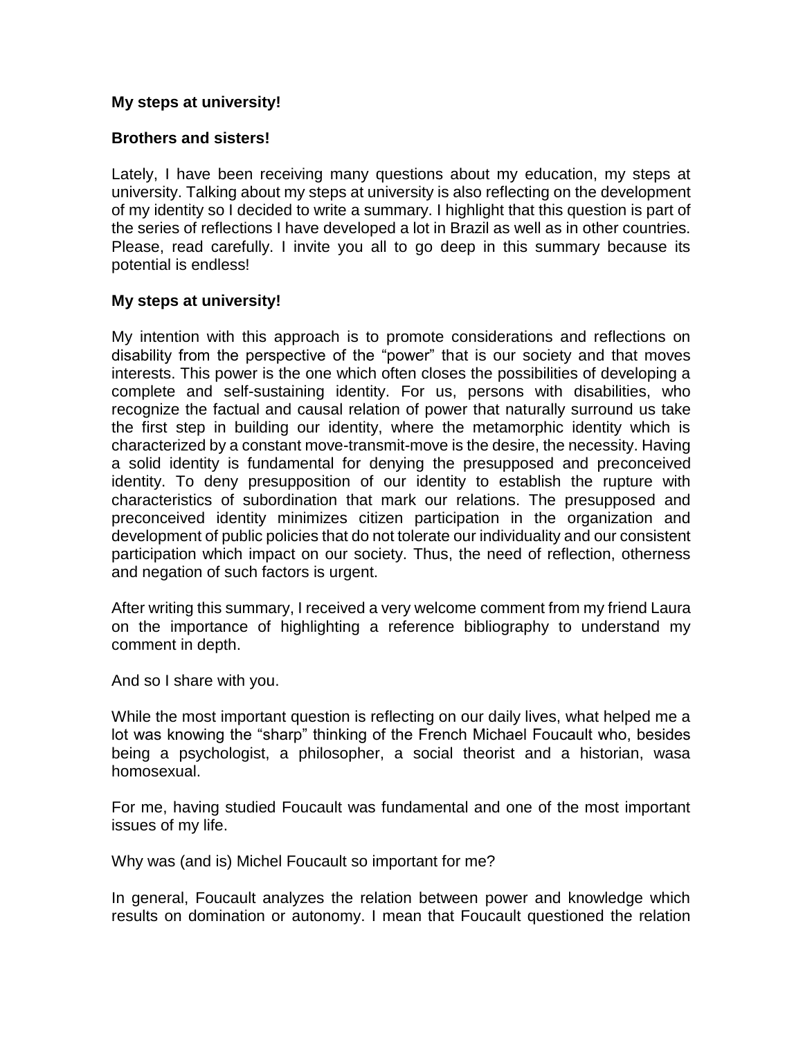**My steps at university!**

**Brothers and sisters!**

Lately, I have been receiving many questions about my education, my steps at university. Talking about my steps at university is also reflecting on the development of my identity so I decided to write a summary. I highlight that this question is part of the series of reflections I have developed a lot in Brazil as well as in other countries. Please, read carefully. I invite you all to go deep in this summary because its potential is endless!

**My steps at university!**

My intention with this approach is to promote considerations and reflections on disability from the perspective of the "power" that is our society and that moves interests. This power is the one which often closes the possibilities of developing a complete and self-sustaining identity. For us, persons with disabilities, who recognize the factual and causal relation of power that naturally surround us take the first step in building our identity, where the metamorphic identity which is characterized by a constant move-transmit-move is the desire, the necessity. Having a solid identity is fundamental for denying the presupposed and preconceived identity. To deny presupposition of our identity to establish the rupture with characteristics of subordination that mark our relations. The presupposed and preconceived identity minimizes citizen participation in the organization and development of public policies that do not tolerate our individuality and our consistent participation which impact on our society. Thus, the need of reflection, otherness and negation of such factors is urgent.

After writing this summary, I received a very welcome comment from my friend Laura on the importance of highlighting a reference bibliography to understand my comment in depth.

And so I share with you.

While the most important question is reflecting on our daily lives, what helped me a lot was knowing the "sharp" thinking of the French Michael Foucault who, besides being a psychologist, a philosopher, a social theorist and a historian, wasa homosexual.

For me, having studied Foucault was fundamental and one of the most important issues of my life.

Why was (and is) Michel Foucault so important for me?

In general, Foucault analyzes the relation between power and knowledge which results on domination or autonomy. I mean that Foucault questioned the relation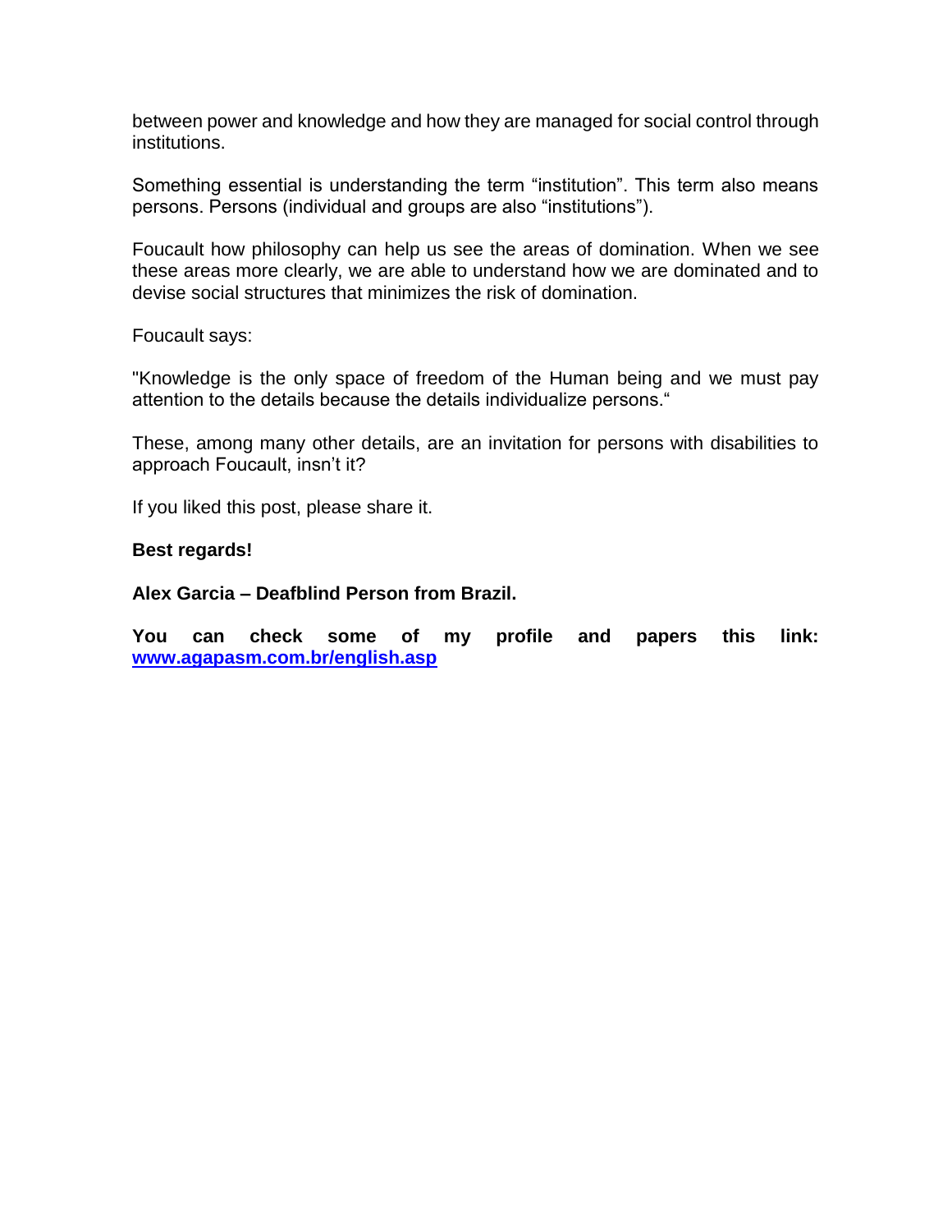between power and knowledge and how they are managed for social control through institutions.

Something essential is understanding the term “institution”. This term also means persons. Persons (individual and groups are also “institutions”).

Foucault how philosophy can help us see the areas of domination. When we see these areas more clearly, we are able to understand how we are dominated and to devise social structures that minimizes the risk of domination.

Foucault says:

"Knowledge is the only space of freedom of the Human being and we must pay attention to the details because the details individualize persons.“

These, among many other details, are an invitation for persons with disabilities to approach Foucault, insn’t it?

If you liked this post, please share it.

**Best regards!**

**Alex Garcia – Deafblind Person from Brazil.**

**You can check some of my profile and papers this link: [www.agapasm.com.br/english.asp](http://www.agapasm.com.br/english.asp)**